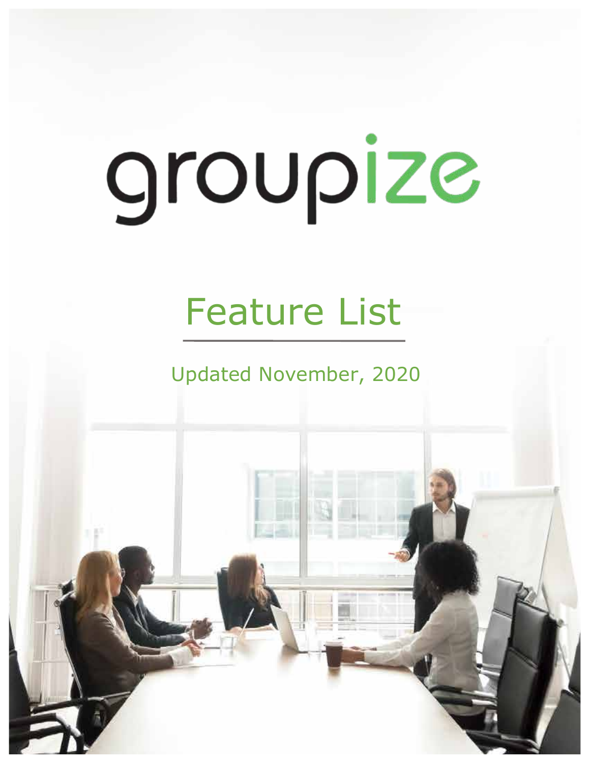# groupize

## Feature List

Updated November, 2020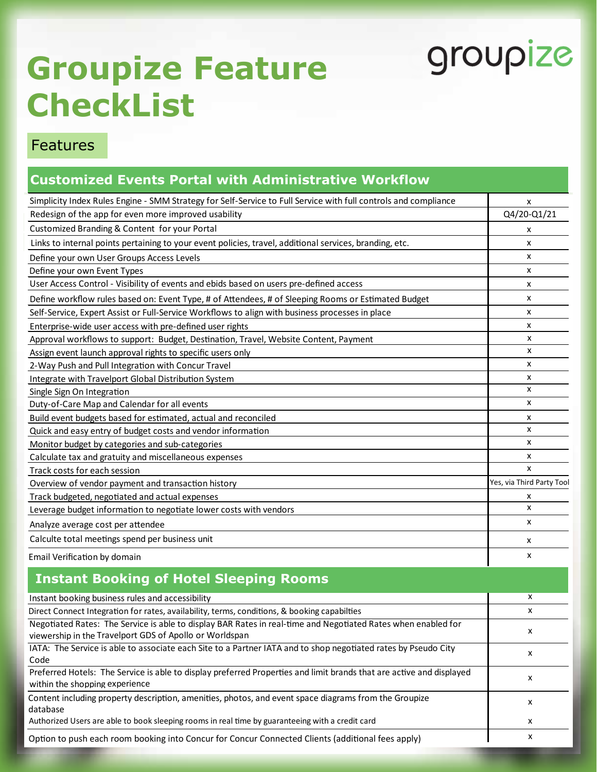# Groupize Feature CheckList

groupize

## Features

## Customized Events Portal with Administrative Workflow

| Feature | |
|---|---|
| Simplicity Index Rules Engine - SMM Strategy for Self-Service to Full Service with full controls and compliance | x |
| Redesign of the app for even more improved usability | Q4/20-Q1/21 |
| Customized Branding & Content for your Portal | x |
| Links to internal points pertaining to your event policies, travel, additional services, branding, etc. | x |
| Define your own User Groups Access Levels | x |
| Define your own Event Types | x |
| User Access Control - Visibility of events and ebids based on users pre-defined access | x |
| Define workflow rules based on: Event Type, # of Attendees, # of Sleeping Rooms or Estimated Budget | x |
| Self-Service, Expert Assist or Full-Service Workflows to align with business processes in place | x |
| Enterprise-wide user access with pre-defined user rights | x |
| Approval workflows to support: Budget, Destination, Travel, Website Content, Payment | x |
| Assign event launch approval rights to specific users only | x |
| 2-Way Push and Pull Integration with Concur Travel | x |
| Integrate with Travelport Global Distribution System | x |
| Single Sign On Integration | x |
| Duty-of-Care Map and Calendar for all events | x |
| Build event budgets based for estimated, actual and reconciled | x |
| Quick and easy entry of budget costs and vendor information | x |
| Monitor budget by categories and sub-categories | x |
| Calculate tax and gratuity and miscellaneous expenses | x |
| Track costs for each session | x |
| Overview of vendor payment and transaction history | Yes, via Third Party Tool |
| Track budgeted, negotiated and actual expenses | x |
| Leverage budget information to negotiate lower costs with vendors | x |
| Analyze average cost per attendee | x |
| Calculte total meetings spend per business unit | x |
| Email Verification by domain | x |

## Instant Booking of Hotel Sleeping Rooms

| Feature | |
|---|---|
| Instant booking business rules and accessibility | x |
| Direct Connect Integration for rates, availability, terms, conditions, & booking capabilties | x |
| Negotiated Rates: The Service is able to display BAR Rates in real-time and Negotiated Rates when enabled for viewership in the Travelport GDS of Apollo or Worldspan | x |
| IATA: The Service is able to associate each Site to a Partner IATA and to shop negotiated rates by Pseudo City Code | x |
| Preferred Hotels: The Service is able to display preferred Properties and limit brands that are active and displayed within the shopping experience | x |
| Content including property description, amenities, photos, and event space diagrams from the Groupize database | x |
| Authorized Users are able to book sleeping rooms in real time by guaranteeing with a credit card | x |
| Option to push each room booking into Concur for Concur Connected Clients (additional fees apply) | x |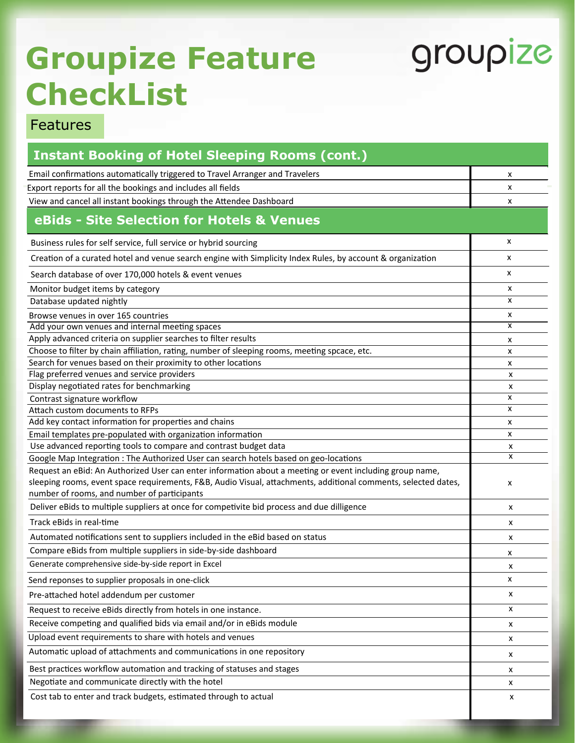# Groupize Feature CheckList

## Features

| Instant Booking of Hotel Sleeping Rooms (cont.) | |
|---|---|
| Email confirmations automatically triggered to Travel Arranger and Travelers | x |
| Export reports for all the bookings and includes all fields | x |
| View and cancel all instant bookings through the Attendee Dashboard | x |

| eBids - Site Selection for Hotels & Venues | |
|---|---|
| Business rules for self service, full service or hybrid sourcing | x |
| Creation of a curated hotel and venue search engine with Simplicity Index Rules, by account & organization | x |
| Search database of over 170,000 hotels & event venues | x |
| Monitor budget items by category | x |
| Database updated nightly | x |
| Browse venues in over 165 countries | x |
| Add your own venues and internal meeting spaces | x |
| Apply advanced criteria on supplier searches to filter results | x |
| Choose to filter by chain affiliation, rating, number of sleeping rooms, meeting spcace, etc. | x |
| Search for venues based on their proximity to other locations | x |
| Flag preferred venues and service providers | x |
| Display negotiated rates for benchmarking | x |
| Contrast signature workflow | x |
| Attach custom documents to RFPs | x |
| Add key contact information for properties and chains | x |
| Email templates pre-populated with organization information | x |
| Use advanced reporting tools to compare and contrast budget data | x |
| Google Map Integration : The Authorized User can search hotels based on geo-locations | x |
| Request an eBid: An Authorized User can enter information about a meeting or event including group name, sleeping rooms, event space requirements, F&B, Audio Visual, attachments, additional comments, selected dates, number of rooms, and number of participants | x |
| Deliver eBids to multiple suppliers at once for competivite bid process and due dilligence | x |
| Track eBids in real-time | x |
| Automated notifications sent to suppliers included in the eBid based on status | x |
| Compare eBids from multiple suppliers in side-by-side dashboard | x |
| Generate comprehensive side-by-side report in Excel | x |
| Send reponses to supplier proposals in one-click | x |
| Pre-attached hotel addendum per customer | x |
| Request to receive eBids directly from hotels in one instance. | x |
| Receive competing and qualified bids via email and/or in eBids module | x |
| Upload event requirements to share with hotels and venues | x |
| Automatic upload of attachments and communications in one repository | x |
| Best practices workflow automation and tracking of statuses and stages | x |
| Negotiate and communicate directly with the hotel | x |
| Cost tab to enter and track budgets, estimated through to actual | x |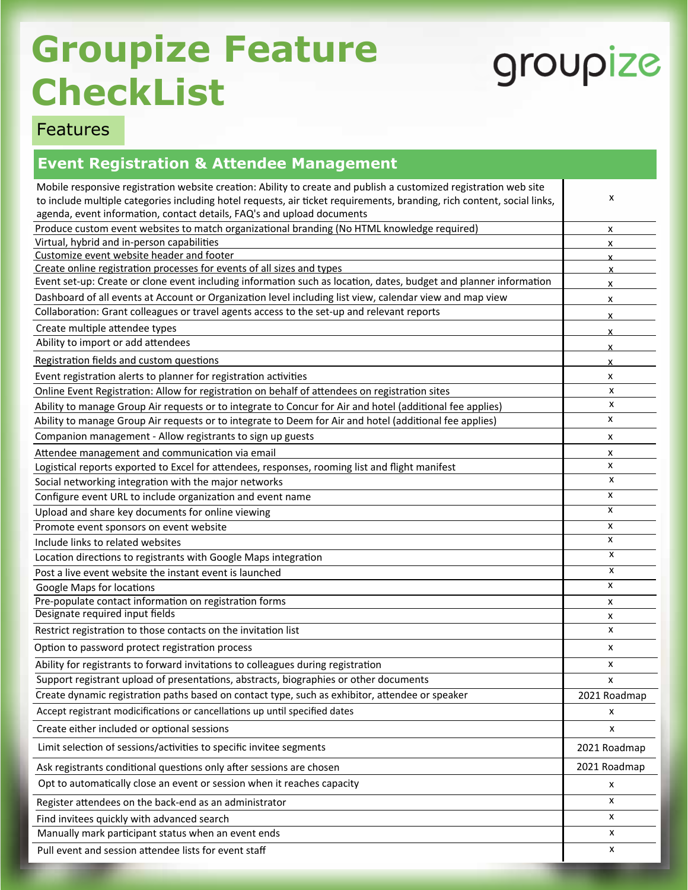# Groupize Feature CheckList

groupize

## Features

### Event Registration & Attendee Management

| Feature | |
|---|---|
| Mobile responsive registration website creation: Ability to create and publish a customized registration web site to include multiple categories including hotel requests, air ticket requirements, branding, rich content, social links, agenda, event information, contact details, FAQ's and upload documents | x |
| Produce custom event websites to match organizational branding (No HTML knowledge required) | x |
| Virtual, hybrid and in-person capabilities | x |
| Customize event website header and footer | x |
| Create online registration processes for events of all sizes and types | x |
| Event set-up: Create or clone event including information such as location, dates, budget and planner information | x |
| Dashboard of all events at Account or Organization level including list view, calendar view and map view | x |
| Collaboration: Grant colleagues or travel agents access to the set-up and relevant reports | x |
| Create multiple attendee types | x |
| Ability to import or add attendees | x |
| Registration fields and custom questions | x |
| Event registration alerts to planner for registration activities | x |
| Online Event Registration: Allow for registration on behalf of attendees on registration sites | x |
| Ability to manage Group Air requests or to integrate to Concur for Air and hotel (additional fee applies) | x |
| Ability to manage Group Air requests or to integrate to Deem for Air and hotel (additional fee applies) | x |
| Companion management - Allow registrants to sign up guests | x |
| Attendee management and communication via email | x |
| Logistical reports exported to Excel for attendees, responses, rooming list and flight manifest | x |
| Social networking integration with the major networks | x |
| Configure event URL to include organization and event name | x |
| Upload and share key documents for online viewing | x |
| Promote event sponsors on event website | x |
| Include links to related websites | x |
| Location directions to registrants with Google Maps integration | x |
| Post a live event website the instant event is launched | x |
| Google Maps for locations | x |
| Pre-populate contact information on registration forms | x |
| Designate required input fields | x |
| Restrict registration to those contacts on the invitation list | x |
| Option to password protect registration process | x |
| Ability for registrants to forward invitations to colleagues during registration | x |
| Support registrant upload of presentations, abstracts, biographies or other documents | x |
| Create dynamic registration paths based on contact type, such as exhibitor, attendee or speaker | 2021 Roadmap |
| Accept registrant modicifications or cancellations up until specified dates | x |
| Create either included or optional sessions | x |
| Limit selection of sessions/activities to specific invitee segments | 2021 Roadmap |
| Ask registrants conditional questions only after sessions are chosen | 2021 Roadmap |
| Opt to automatically close an event or session when it reaches capacity | x |
| Register attendees on the back-end as an administrator | x |
| Find invitees quickly with advanced search | x |
| Manually mark participant status when an event ends | x |
| Pull event and session attendee lists for event staff | x |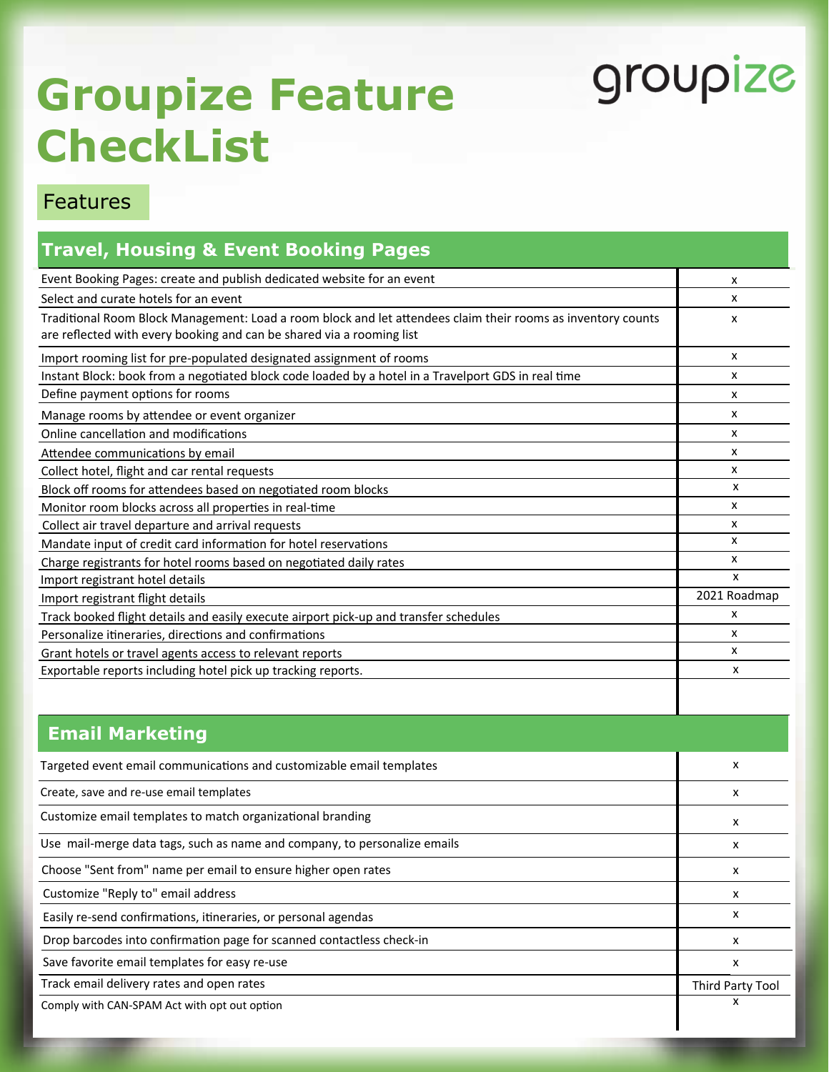# Groupize Feature CheckList

groupize

## Features

### Travel, Housing & Event Booking Pages

| Feature | |
|---|---|
| Event Booking Pages: create and publish dedicated website for an event | x |
| Select and curate hotels for an event | x |
| Traditional Room Block Management: Load a room block and let attendees claim their rooms as inventory counts are reflected with every booking and can be shared via a rooming list | x |
| Import rooming list for pre-populated designated assignment of rooms | x |
| Instant Block: book from a negotiated block code loaded by a hotel in a Travelport GDS in real time | x |
| Define payment options for rooms | x |
| Manage rooms by attendee or event organizer | x |
| Online cancellation and modifications | x |
| Attendee communications by email | x |
| Collect hotel, flight and car rental requests | x |
| Block off rooms for attendees based on negotiated room blocks | x |
| Monitor room blocks across all properties in real-time | x |
| Collect air travel departure and arrival requests | x |
| Mandate input of credit card information for hotel reservations | x |
| Charge registrants for hotel rooms based on negotiated daily rates | x |
| Import registrant hotel details | x |
| Import registrant flight details | 2021 Roadmap |
| Track booked flight details and easily execute airport pick-up and transfer schedules | x |
| Personalize itineraries, directions and confirmations | x |
| Grant hotels or travel agents access to relevant reports | x |
| Exportable reports including hotel pick up tracking reports. | x |

### Email Marketing

| Feature | |
|---|---|
| Targeted event email communications and customizable email templates | x |
| Create, save and re-use email templates | x |
| Customize email templates to match organizational branding | x |
| Use mail-merge data tags, such as name and company, to personalize emails | x |
| Choose "Sent from" name per email to ensure higher open rates | x |
| Customize "Reply to" email address | x |
| Easily re-send confirmations, itineraries, or personal agendas | x |
| Drop barcodes into confirmation page for scanned contactless check-in | x |
| Save favorite email templates for easy re-use | x |
| Track email delivery rates and open rates | Third Party Tool |
| Comply with CAN-SPAM Act with opt out option | x |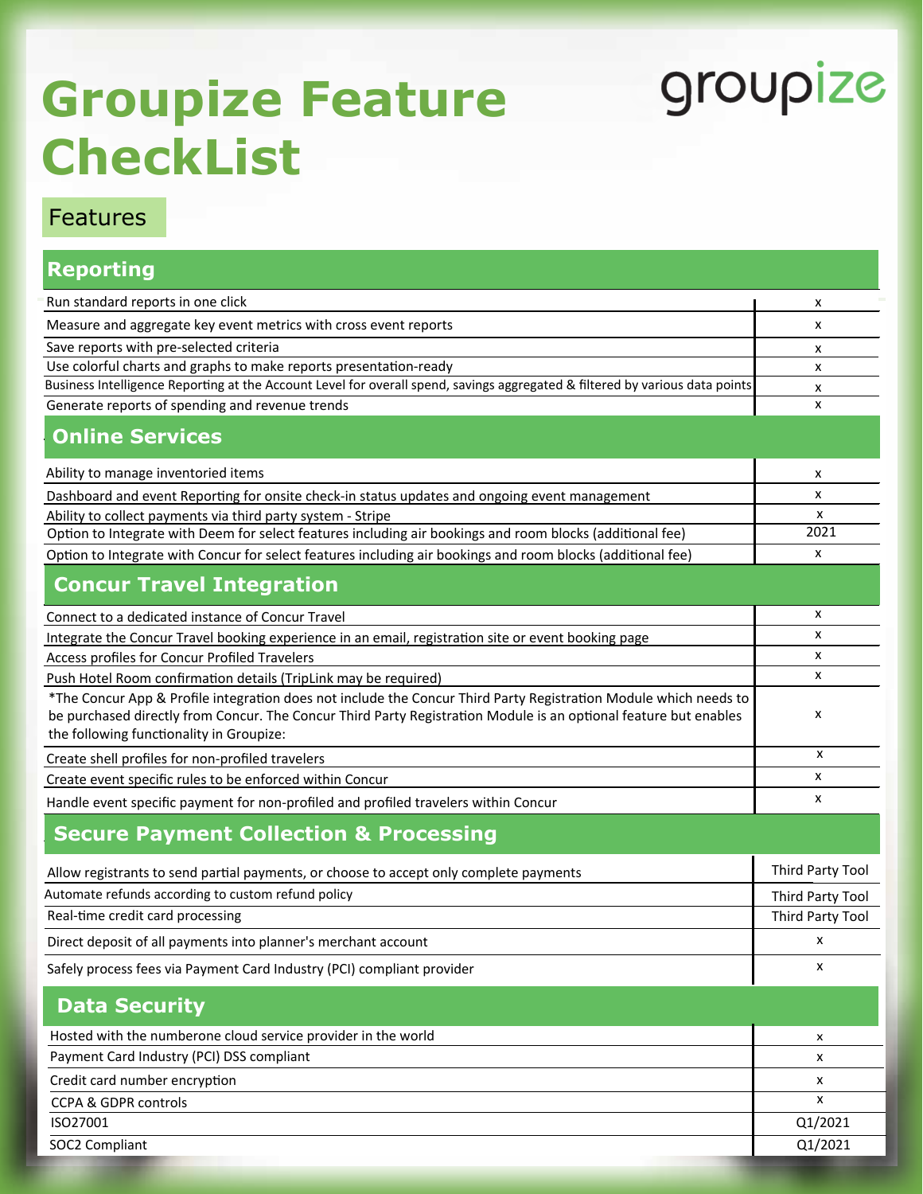# Groupize Feature CheckList

groupize

## Features

### Reporting

| | |
|---|---|
| Run standard reports in one click | x |
| Measure and aggregate key event metrics with cross event reports | x |
| Save reports with pre-selected criteria | x |
| Use colorful charts and graphs to make reports presentation-ready | x |
| Business Intelligence Reporting at the Account Level for overall spend, savings aggregated & filtered by various data points | x |
| Generate reports of spending and revenue trends | x |

### Online Services

| | |
|---|---|
| Ability to manage inventoried items | x |
| Dashboard and event Reporting for onsite check-in status updates and ongoing event management | x |
| Ability to collect payments via third party system - Stripe | x |
| Option to Integrate with Deem for select features including air bookings and room blocks (additional fee) | 2021 |
| Option to Integrate with Concur for select features including air bookings and room blocks (additional fee) | x |

### Concur Travel Integration

| | |
|---|---|
| Connect to a dedicated instance of Concur Travel | x |
| Integrate the Concur Travel booking experience in an email, registration site or event booking page | x |
| Access profiles for Concur Profiled Travelers | x |
| Push Hotel Room confirmation details (TripLink may be required) | x |
| *The Concur App & Profile integration does not include the Concur Third Party Registration Module which needs to be purchased directly from Concur. The Concur Third Party Registration Module is an optional feature but enables the following functionality in Groupize: | x |
| Create shell profiles for non-profiled travelers | x |
| Create event specific rules to be enforced within Concur | x |
| Handle event specific payment for non-profiled and profiled travelers within Concur | x |

### Secure Payment Collection & Processing

| | |
|---|---|
| Allow registrants to send partial payments, or choose to accept only complete payments | Third Party Tool |
| Automate refunds according to custom refund policy | Third Party Tool |
| Real-time credit card processing | Third Party Tool |
| Direct deposit of all payments into planner's merchant account | x |
| Safely process fees via Payment Card Industry (PCI) compliant provider | x |

### Data Security

| | |
|---|---|
| Hosted with the numberone cloud service provider in the world | x |
| Payment Card Industry (PCI) DSS compliant | x |
| Credit card number encryption | x |
| CCPA & GDPR controls | x |
| ISO27001 | Q1/2021 |
| SOC2 Compliant | Q1/2021 |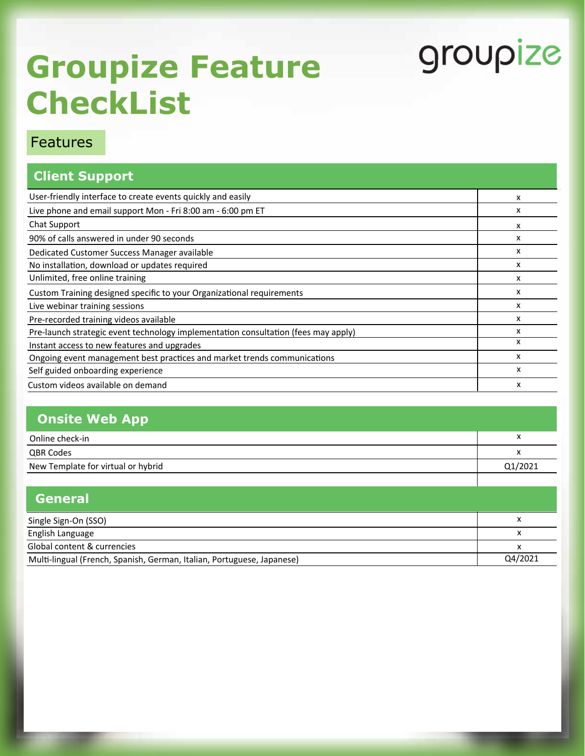# Groupize Feature CheckList

groupize

## Features

### Client Support

| | |
|---|---|
| User-friendly interface to create events quickly and easily | x |
| Live phone and email support Mon - Fri 8:00 am - 6:00 pm ET | x |
| Chat Support | x |
| 90% of calls answered in under 90 seconds | x |
| Dedicated Customer Success Manager available | x |
| No installation, download or updates required | x |
| Unlimited, free online training | x |
| Custom Training designed specific to your Organizational requirements | x |
| Live webinar training sessions | x |
| Pre-recorded training videos available | x |
| Pre-launch strategic event technology implementation consultation (fees may apply) | x |
| Instant access to new features and upgrades | x |
| Ongoing event management best practices and market trends communications | x |
| Self guided onboarding experience | x |
| Custom videos available on demand | x |

### Onsite Web App

| | |
|---|---|
| Online check-in | x |
| QBR Codes | x |
| New Template for virtual or hybrid | Q1/2021 |

### General

| | |
|---|---|
| Single Sign-On (SSO) | x |
| English Language | x |
| Global content & currencies | x |
| Multi-lingual (French, Spanish, German, Italian, Portuguese, Japanese) | Q4/2021 |